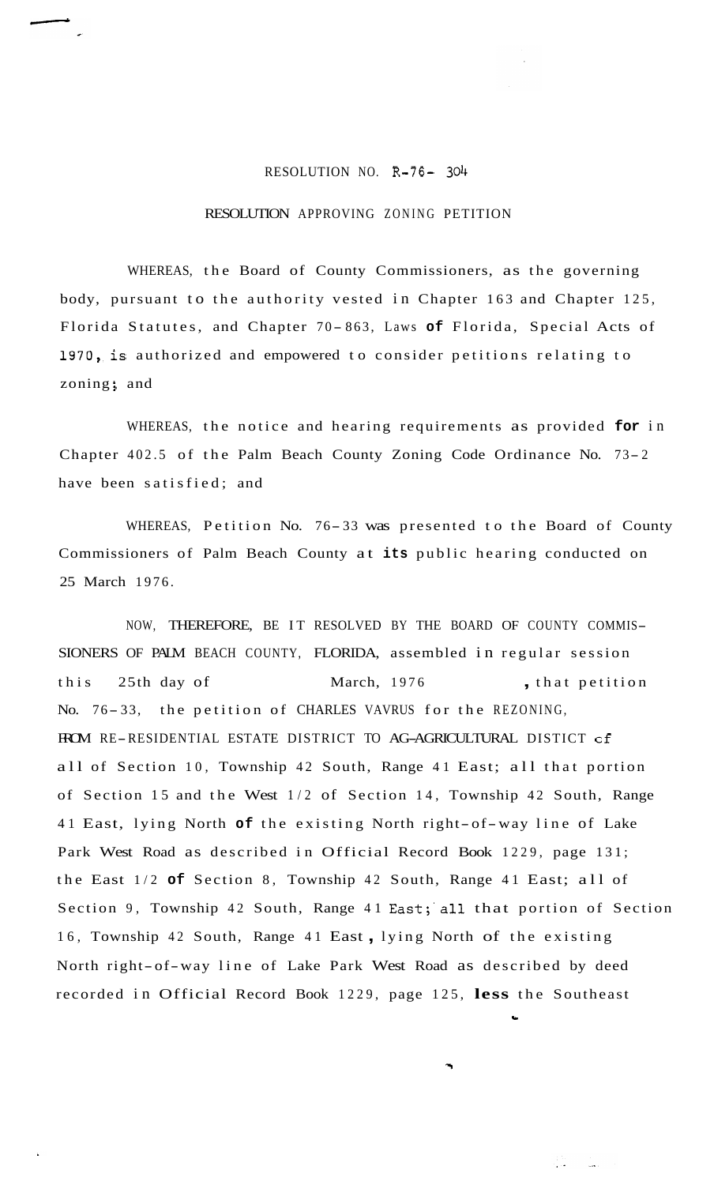RESOLUTION NO. R-76- 304

RESOLUTION APPROVING ZONING PETITION

WHEREAS, the Board of County Commissioners, as the governing body, pursuant to the authority vested in Chapter 163 and Chapter 125, Florida Statutes, and Chapter 70-863, Laws of Florida, Special Acts of 1970, is authorized and empowered to consider petitions relating to zoning; and

WHEREAS, the notice and hearing requirements as provided for in Chapter 402.5 of the Palm Beach County Zoning Code Ordinance No. 73-2 have been satisfied; and

WHEREAS, Petition No. 76-33 was presented to the Board of County Commissioners of Palm Beach County at its public hearing conducted on 25 March 1976.

NOW, THEREFORE, BE IT RESOLVED BY THE BOARD OF COUNTY COMMISSIONERS OF PALM BEACH COUNTY, FLORIDA, assembled in regular session this 25th day of March, 1976, that petition No. 76-33, the petition of CHARLES VAVRUS for the REZONING, FROM RE-RESIDENTIAL ESTATE DISTRICT TO AG-AGRICULTURAL DISTICT of all of Section 10, Township 42 South, Range 41 East; all that portion of Section 15 and the West 1/2 of Section 14, Township 42 South, Range 41 East, lying North of the existing North right-of-way line of Lake Park West Road as described in Official Record Book 1229, page 131; the East 1/2 of Section 8, Township 42 South, Range 41 East; all of Section 9, Township 42 South, Range 41 East; all that portion of Section 16, Township 42 South, Range 41 East, lying North of the existing North right-of-way line of Lake Park West Road as described by deed recorded in Official Record Book 1229, page 125, less the Southeast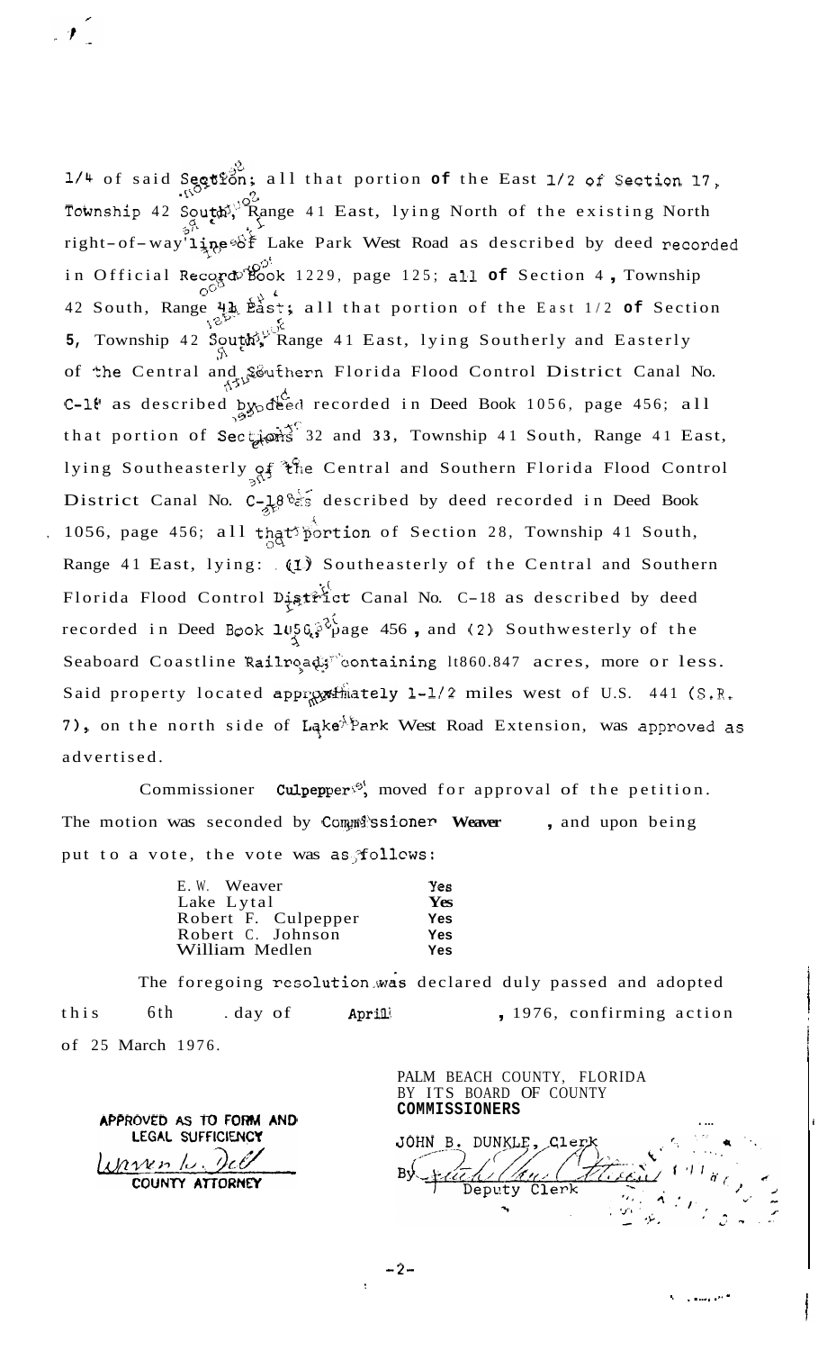1/4 of said Section; all that portion of the East 1/2 of Section 17, Township 42 South, Range 41 East, lying North of the existing North right-of-way line of Lake Park West Road as described by deed recorded in Official Record Book 1229, page 125; all of Section 4, Township 42 South, Range 41 East; all that portion of the East 1/2 of Section 5, Township 42 South, Range 41 East, lying Southerly and Easterly of the Central and Southern Florida Flood Control District Canal No. C-18 as described by deed recorded in Deed Book 1056, page 456; all that portion of Sections 32 and 33, Township 41 South, Range 41 East, lying Southeasterly of the Central and Southern Florida Flood Control District Canal No. C-18 as described by deed recorded in Deed Book 1056, page 456; all that portion of Section 28, Township 41 South, Range 41 East, lying: (1) Southeasterly of the Central and Southern Florida Flood Control District Canal No. C-18 as described by deed recorded in Deed Book 1056, page 456, and (2) Southwesterly of the Seaboard Coastline Railroad; containing lt860.847 acres, more or less. Said property located approximately 1-1/2 miles west of U.S. 441 (S.R. 7), on the north side of Lake Park West Road Extension, was approved as advertised.

Commissioner **Culpepper**, moved for approval of the petition. The motion was seconded by Commissioner **Weaver**, and upon being put to a vote, the vote was as follows:

| | |
|---|---|
| E. W. Weaver | Yes |
| Lake Lytal | Yes |
| Robert F. Culpepper | Yes |
| Robert C. Johnson | Yes |
| William Medlen | Yes |

The foregoing resolution was declared duly passed and adopted this 6th day of April, 1976, confirming action of 25 March 1976.

PALM BEACH COUNTY, FLORIDA
BY ITS BOARD OF COUNTY
**COMMISSIONERS**

APPROVED AS TO FORM AND LEGAL SUFFICIENCY

*Warren L. Dell*
COUNTY ATTORNEY

JOHN B. DUNKLE, Clerk

By *[signature]*
Deputy Clerk